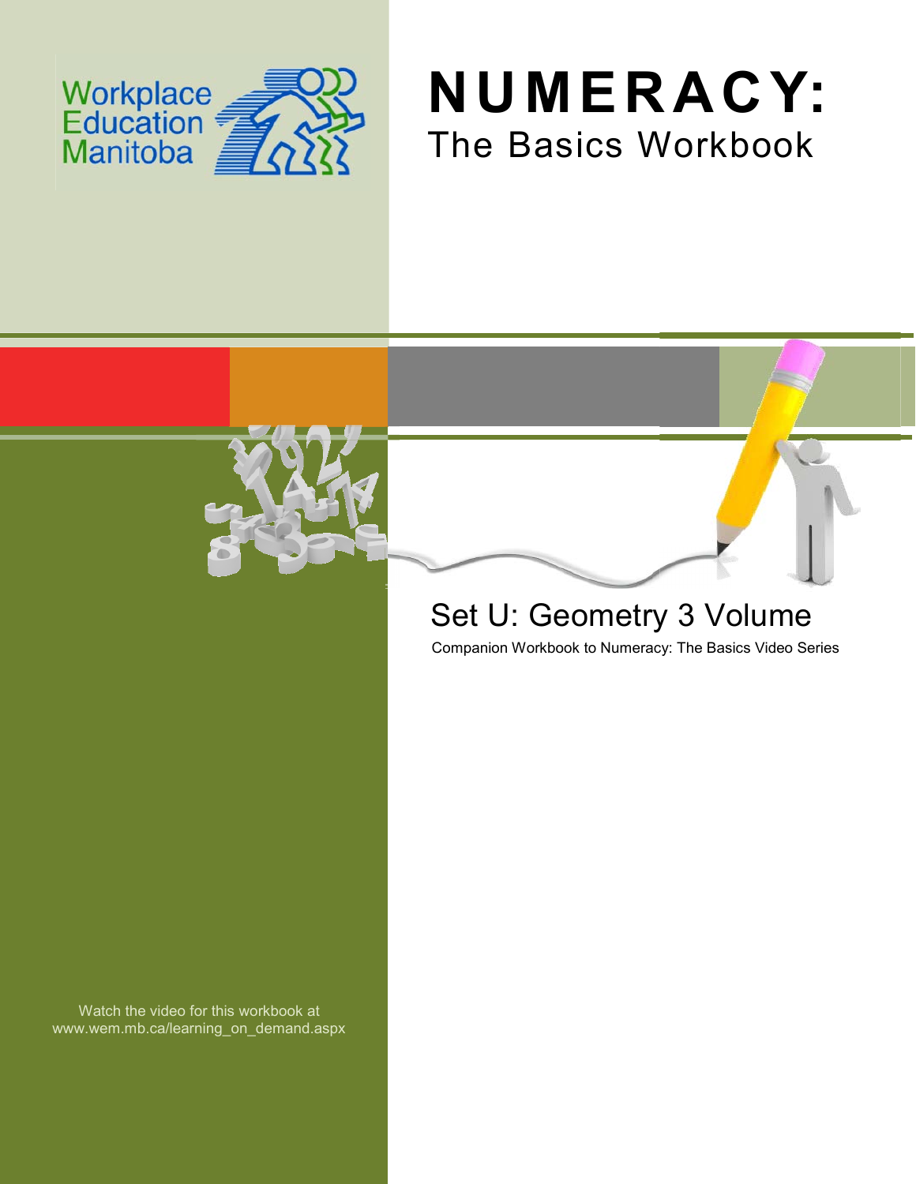Workplace Education Manitoba

# NUMERACY:

## The Basics Workbook

## Set U: Geometry 3 Volume

Companion Workbook to Numeracy: The Basics Video Series

Watch the video for this workbook at
www.wem.mb.ca/learning_on_demand.aspx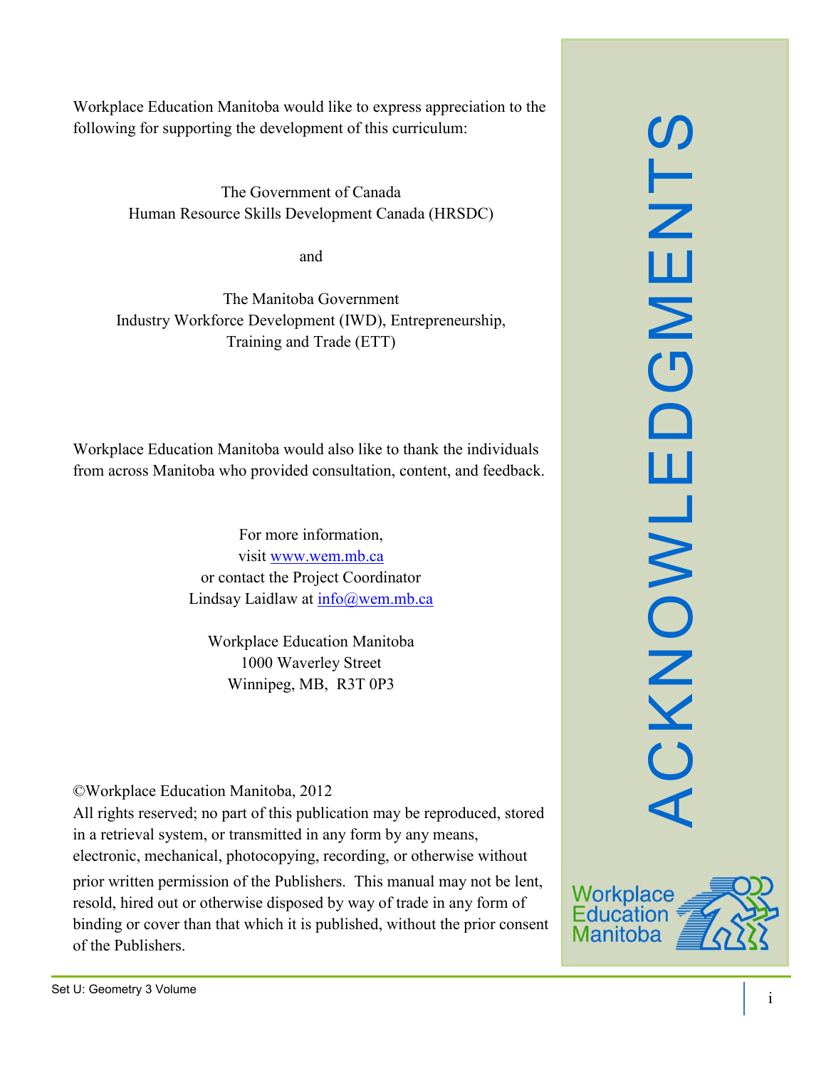# ACKNOWLEDGMENTS

Workplace Education Manitoba would like to express appreciation to the following for supporting the development of this curriculum:

The Government of Canada
Human Resource Skills Development Canada (HRSDC)

and

The Manitoba Government
Industry Workforce Development (IWD), Entrepreneurship, Training and Trade (ETT)

Workplace Education Manitoba would also like to thank the individuals from across Manitoba who provided consultation, content, and feedback.

For more information,
visit www.wem.mb.ca
or contact the Project Coordinator
Lindsay Laidlaw at info@wem.mb.ca

Workplace Education Manitoba
1000 Waverley Street
Winnipeg, MB, R3T 0P3

©Workplace Education Manitoba, 2012
All rights reserved; no part of this publication may be reproduced, stored in a retrieval system, or transmitted in any form by any means, electronic, mechanical, photocopying, recording, or otherwise without prior written permission of the Publishers. This manual may not be lent, resold, hired out or otherwise disposed by way of trade in any form of binding or cover than that which it is published, without the prior consent of the Publishers.

Workplace Education Manitoba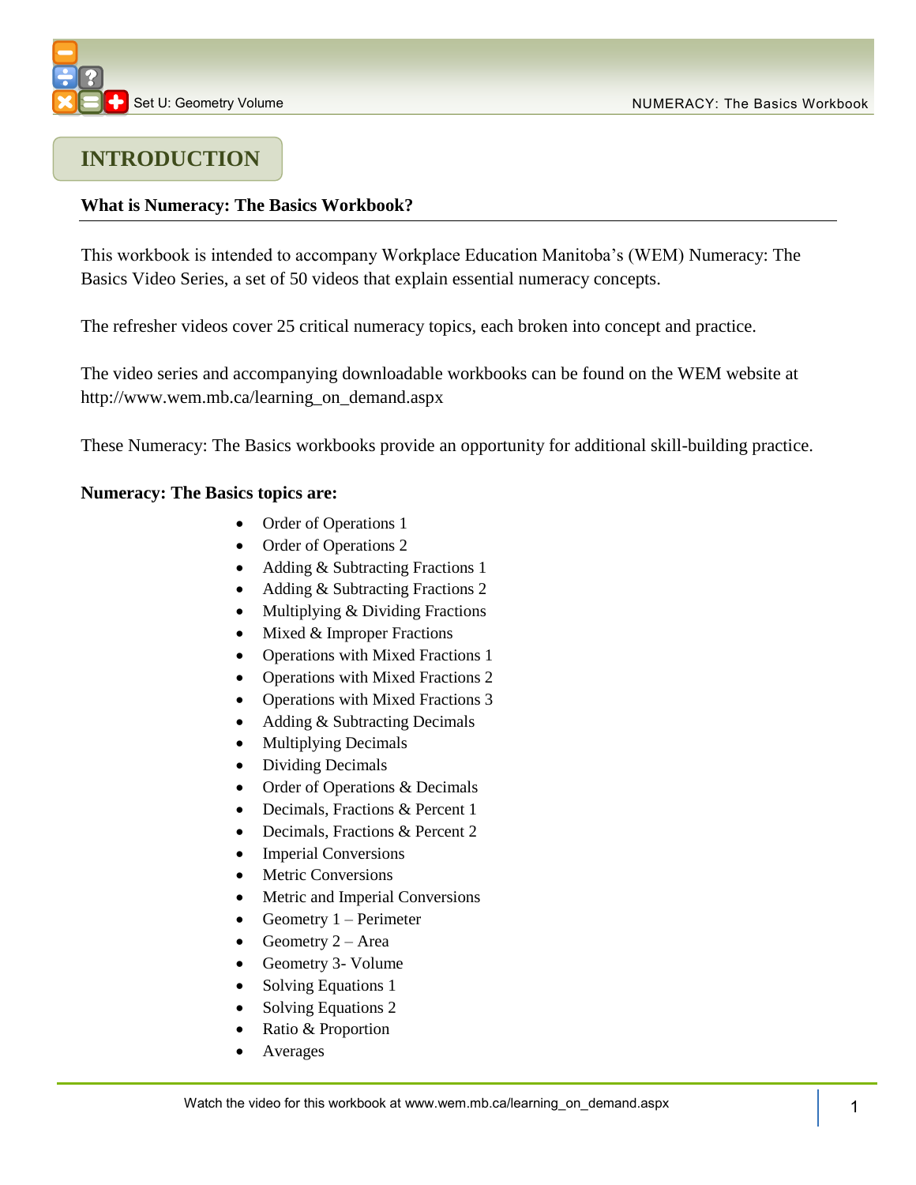# INTRODUCTION

**What is Numeracy: The Basics Workbook?**

This workbook is intended to accompany Workplace Education Manitoba's (WEM) Numeracy: The Basics Video Series, a set of 50 videos that explain essential numeracy concepts.

The refresher videos cover 25 critical numeracy topics, each broken into concept and practice.

The video series and accompanying downloadable workbooks can be found on the WEM website at http://www.wem.mb.ca/learning_on_demand.aspx

These Numeracy: The Basics workbooks provide an opportunity for additional skill-building practice.

**Numeracy: The Basics topics are:**

- Order of Operations 1
- Order of Operations 2
- Adding & Subtracting Fractions 1
- Adding & Subtracting Fractions 2
- Multiplying & Dividing Fractions
- Mixed & Improper Fractions
- Operations with Mixed Fractions 1
- Operations with Mixed Fractions 2
- Operations with Mixed Fractions 3
- Adding & Subtracting Decimals
- Multiplying Decimals
- Dividing Decimals
- Order of Operations & Decimals
- Decimals, Fractions & Percent 1
- Decimals, Fractions & Percent 2
- Imperial Conversions
- Metric Conversions
- Metric and Imperial Conversions
- Geometry 1 – Perimeter
- Geometry 2 – Area
- Geometry 3- Volume
- Solving Equations 1
- Solving Equations 2
- Ratio & Proportion
- Averages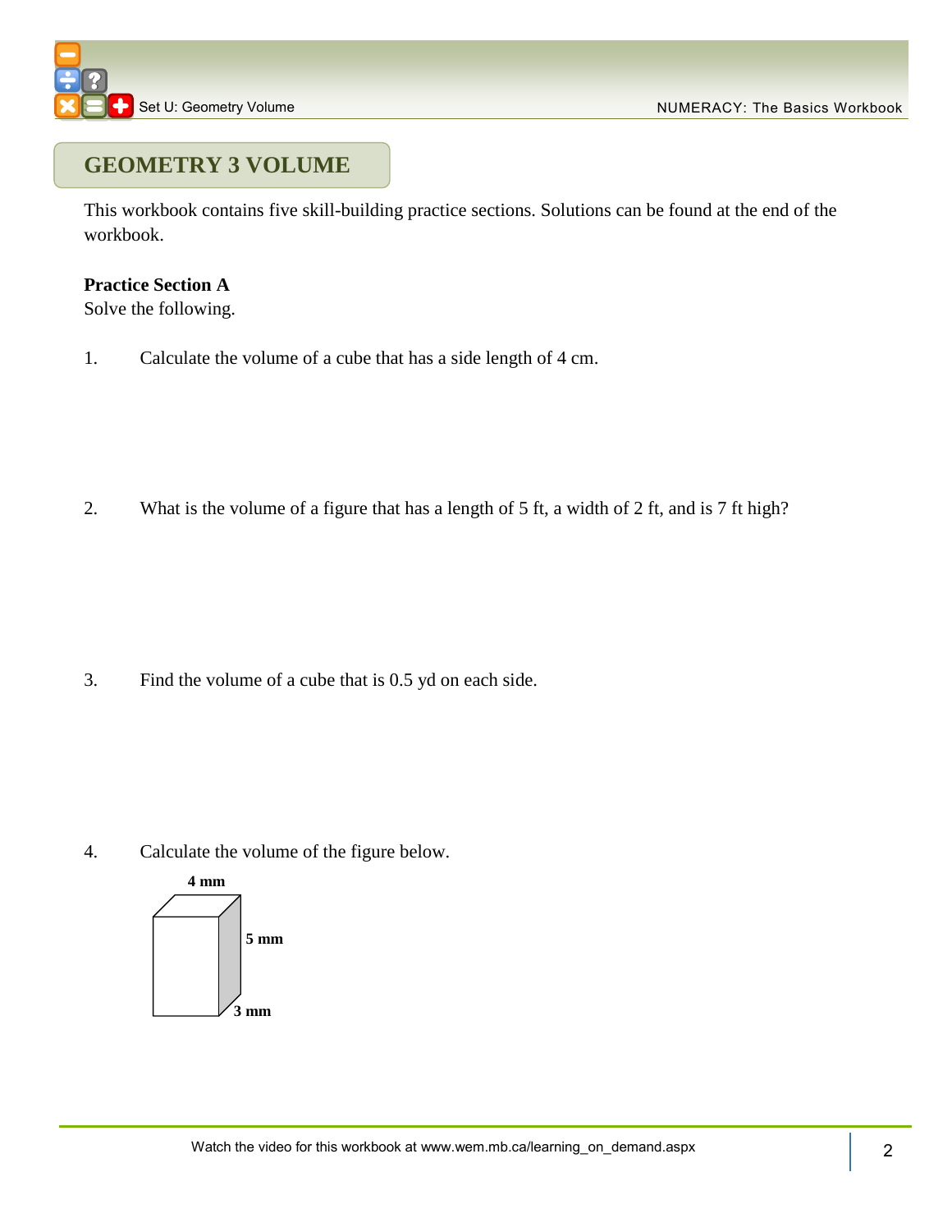# GEOMETRY 3 VOLUME

This workbook contains five skill-building practice sections. Solutions can be found at the end of the workbook.

**Practice Section A**

Solve the following.

1. Calculate the volume of a cube that has a side length of 4 cm.

2. What is the volume of a figure that has a length of 5 ft, a width of 2 ft, and is 7 ft high?

3. Find the volume of a cube that is 0.5 yd on each side.

4. Calculate the volume of the figure below.

**4 mm**

**5 mm**

**3 mm**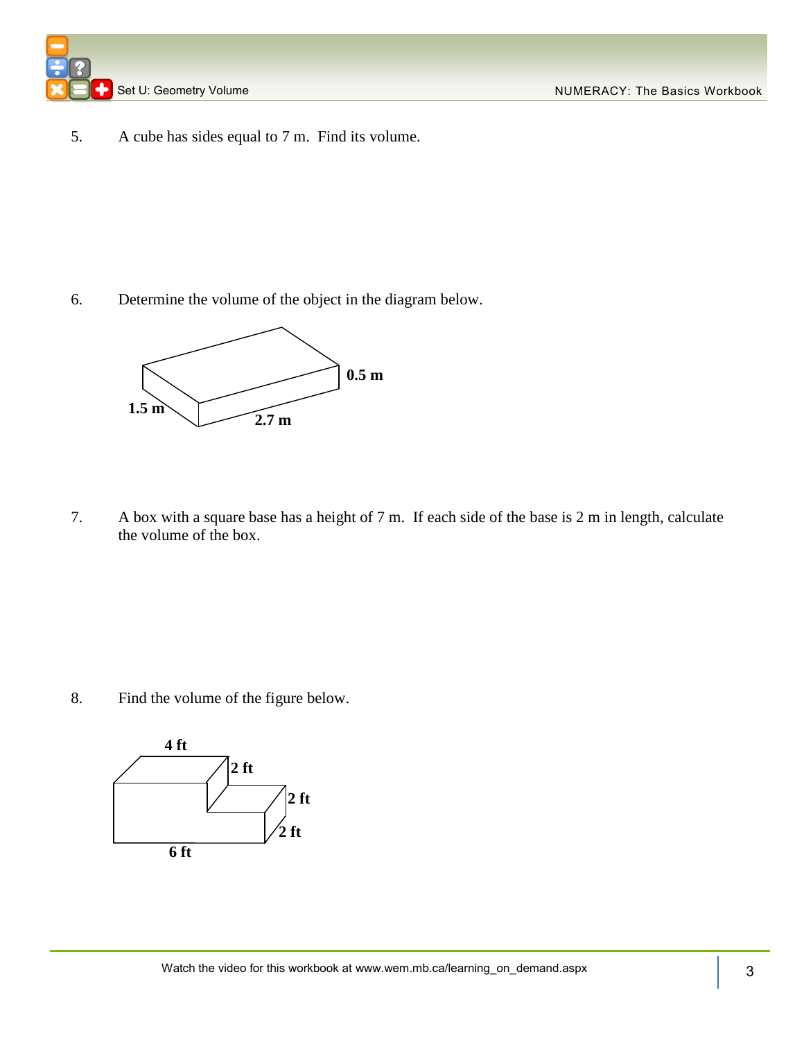5. A cube has sides equal to 7 m. Find its volume.

6. Determine the volume of the object in the diagram below.

0.5 m

1.5 m

2.7 m

7. A box with a square base has a height of 7 m. If each side of the base is 2 m in length, calculate the volume of the box.

8. Find the volume of the figure below.

4 ft

2 ft

2 ft

2 ft

6 ft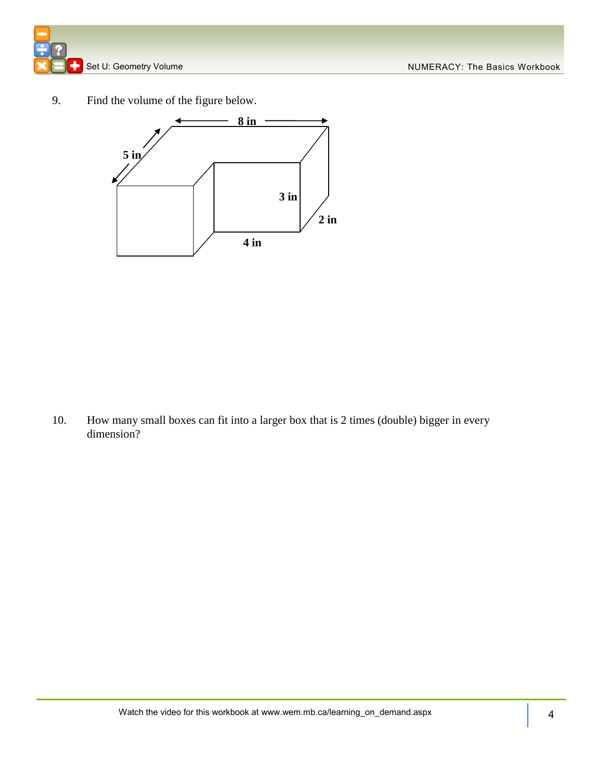9. Find the volume of the figure below.

8 in

5 in

3 in

2 in

4 in

10. How many small boxes can fit into a larger box that is 2 times (double) bigger in every dimension?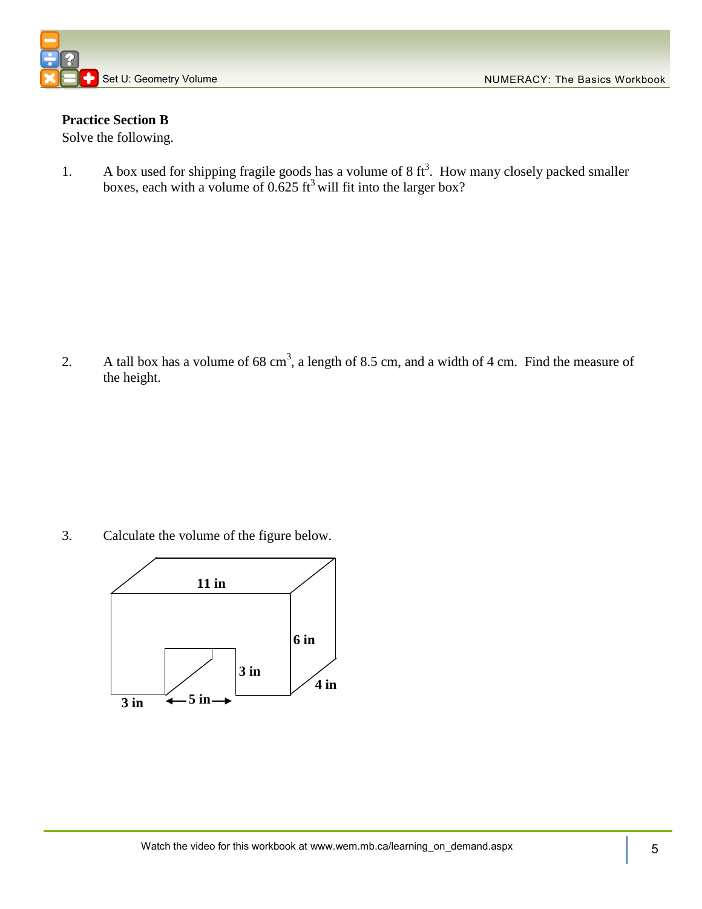**Practice Section B**

Solve the following.

1. A box used for shipping fragile goods has a volume of 8 $ft^3$. How many closely packed smaller boxes, each with a volume of 0.625 $ft^3$ will fit into the larger box?

2. A tall box has a volume of 68 $cm^3$, a length of 8.5 cm, and a width of 4 cm. Find the measure of the height.

3. Calculate the volume of the figure below.

11 in
6 in
3 in
4 in
3 in
5 in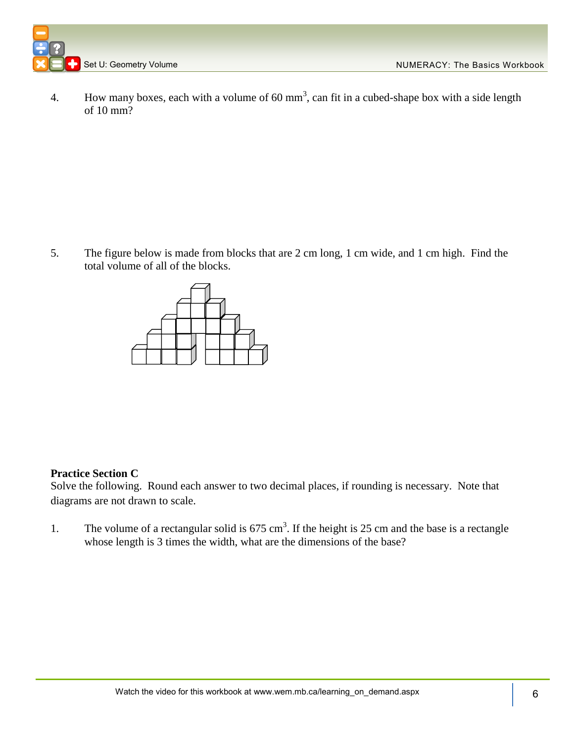4. How many boxes, each with a volume of 60 $mm^3$, can fit in a cubed-shape box with a side length of 10 mm?

5. The figure below is made from blocks that are 2 cm long, 1 cm wide, and 1 cm high. Find the total volume of all of the blocks.

**Practice Section C**

Solve the following. Round each answer to two decimal places, if rounding is necessary. Note that diagrams are not drawn to scale.

1. The volume of a rectangular solid is 675 $cm^3$. If the height is 25 cm and the base is a rectangle whose length is 3 times the width, what are the dimensions of the base?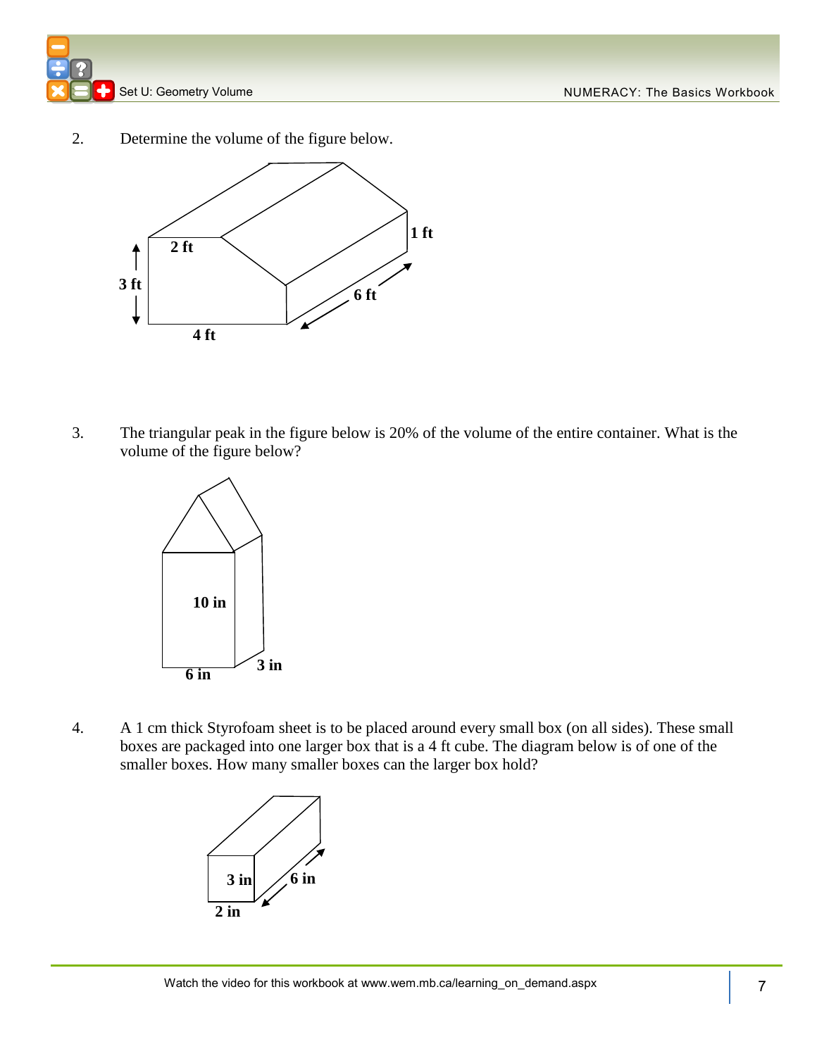2. Determine the volume of the figure below.

2 ft

1 ft

3 ft

6 ft

4 ft

3. The triangular peak in the figure below is 20% of the volume of the entire container. What is the volume of the figure below?

10 in

6 in

3 in

4. A 1 cm thick Styrofoam sheet is to be placed around every small box (on all sides). These small boxes are packaged into one larger box that is a 4 ft cube. The diagram below is of one of the smaller boxes. How many smaller boxes can the larger box hold?

3 in

6 in

2 in

Watch the video for this workbook at www.wem.mb.ca/learning_on_demand.aspx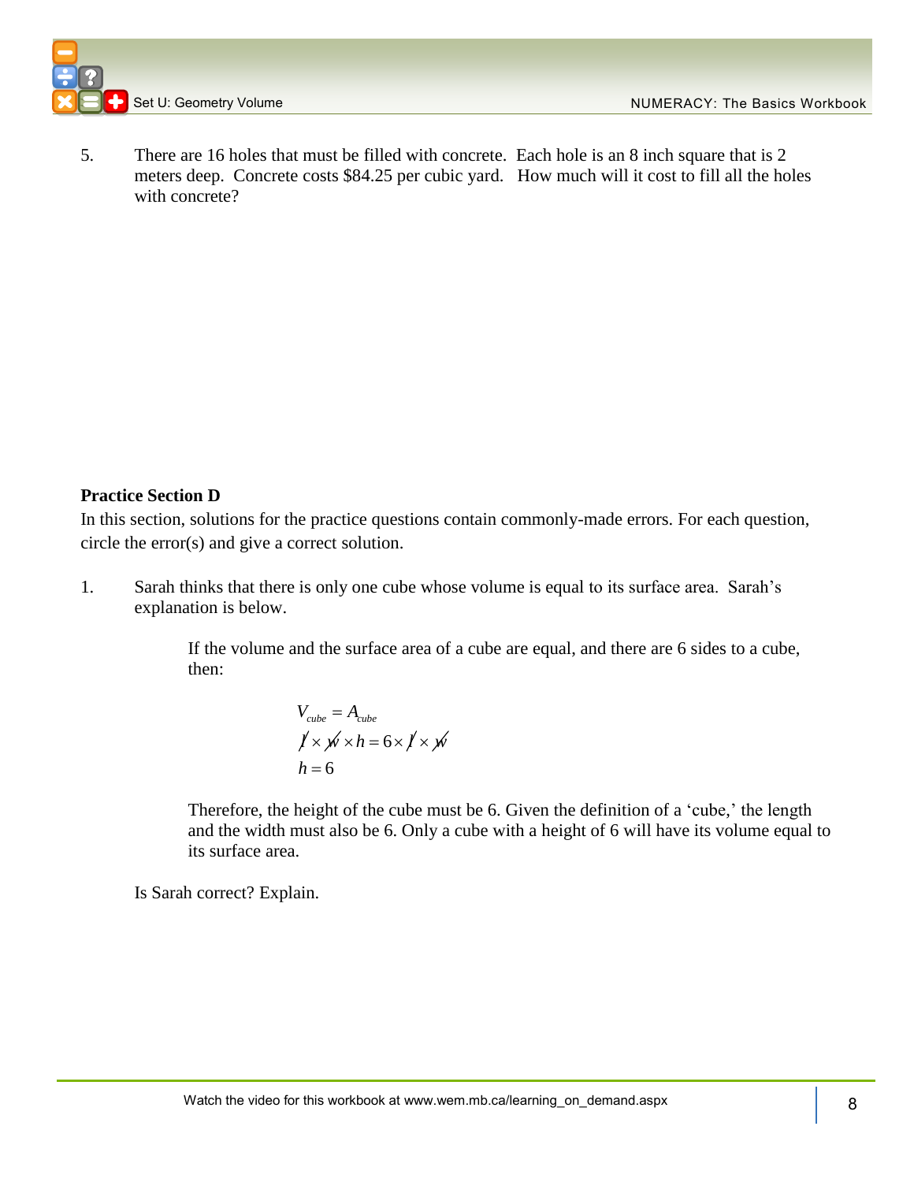5. There are 16 holes that must be filled with concrete. Each hole is an 8 inch square that is 2 meters deep. Concrete costs $84.25 per cubic yard. How much will it cost to fill all the holes with concrete?

**Practice Section D**

In this section, solutions for the practice questions contain commonly-made errors. For each question, circle the error(s) and give a correct solution.

1. Sarah thinks that there is only one cube whose volume is equal to its surface area. Sarah's explanation is below.

   If the volume and the surface area of a cube are equal, and there are 6 sides to a cube, then:

   $$V_{cube} = A_{cube}$$
   $$\cancel{l} \times \cancel{w} \times h = 6 \times \cancel{l} \times \cancel{w}$$
   $$h = 6$$

   Therefore, the height of the cube must be 6. Given the definition of a 'cube,' the length and the width must also be 6. Only a cube with a height of 6 will have its volume equal to its surface area.

   Is Sarah correct? Explain.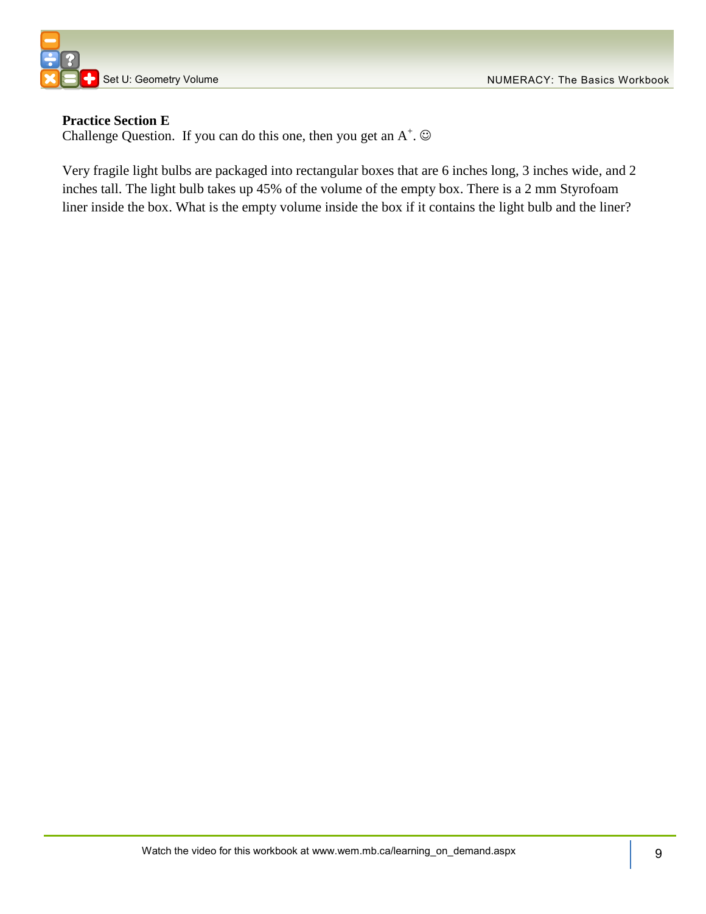**Practice Section E**

Challenge Question. If you can do this one, then you get an $A^+$. ☺

Very fragile light bulbs are packaged into rectangular boxes that are 6 inches long, 3 inches wide, and 2 inches tall. The light bulb takes up 45% of the volume of the empty box. There is a 2 mm Styrofoam liner inside the box. What is the empty volume inside the box if it contains the light bulb and the liner?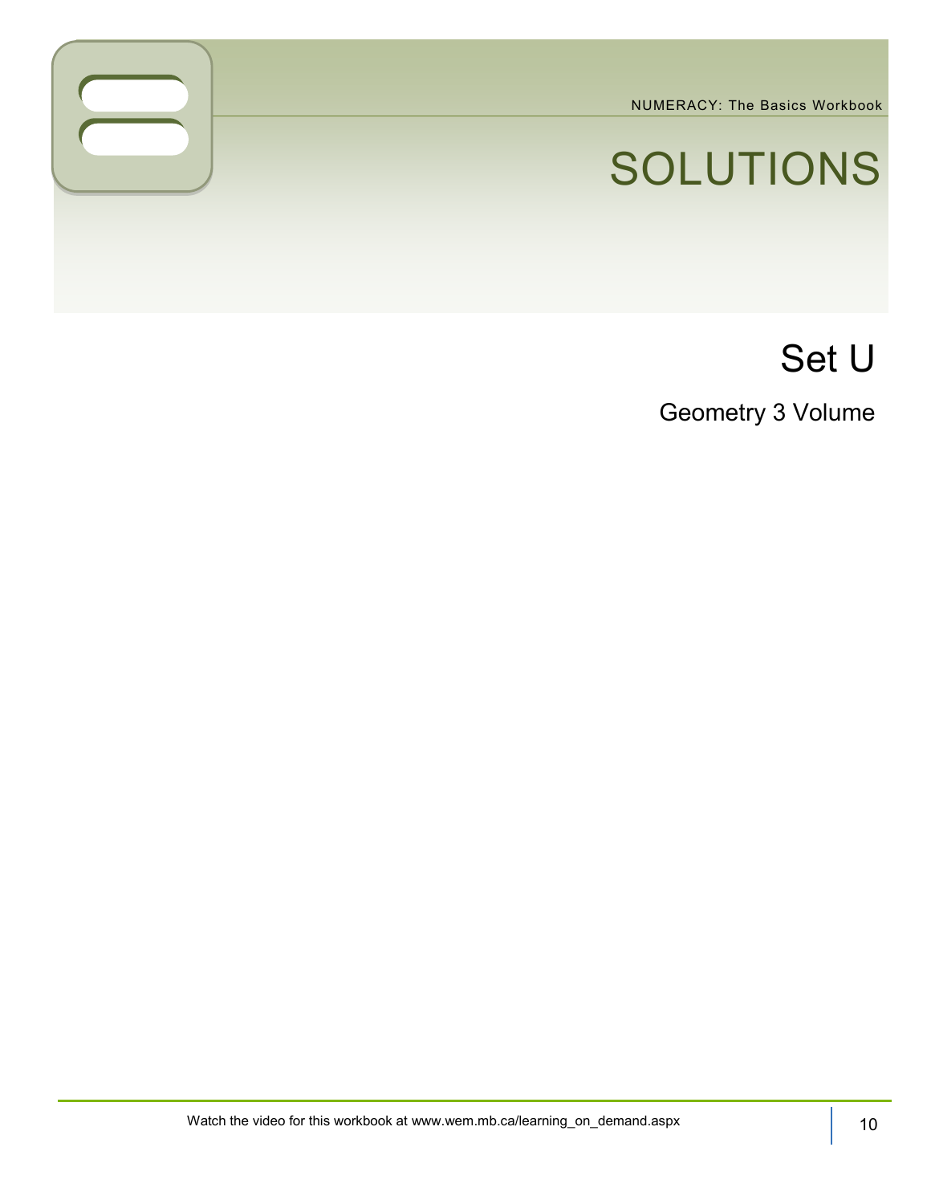# SOLUTIONS

## Set U

### Geometry 3 Volume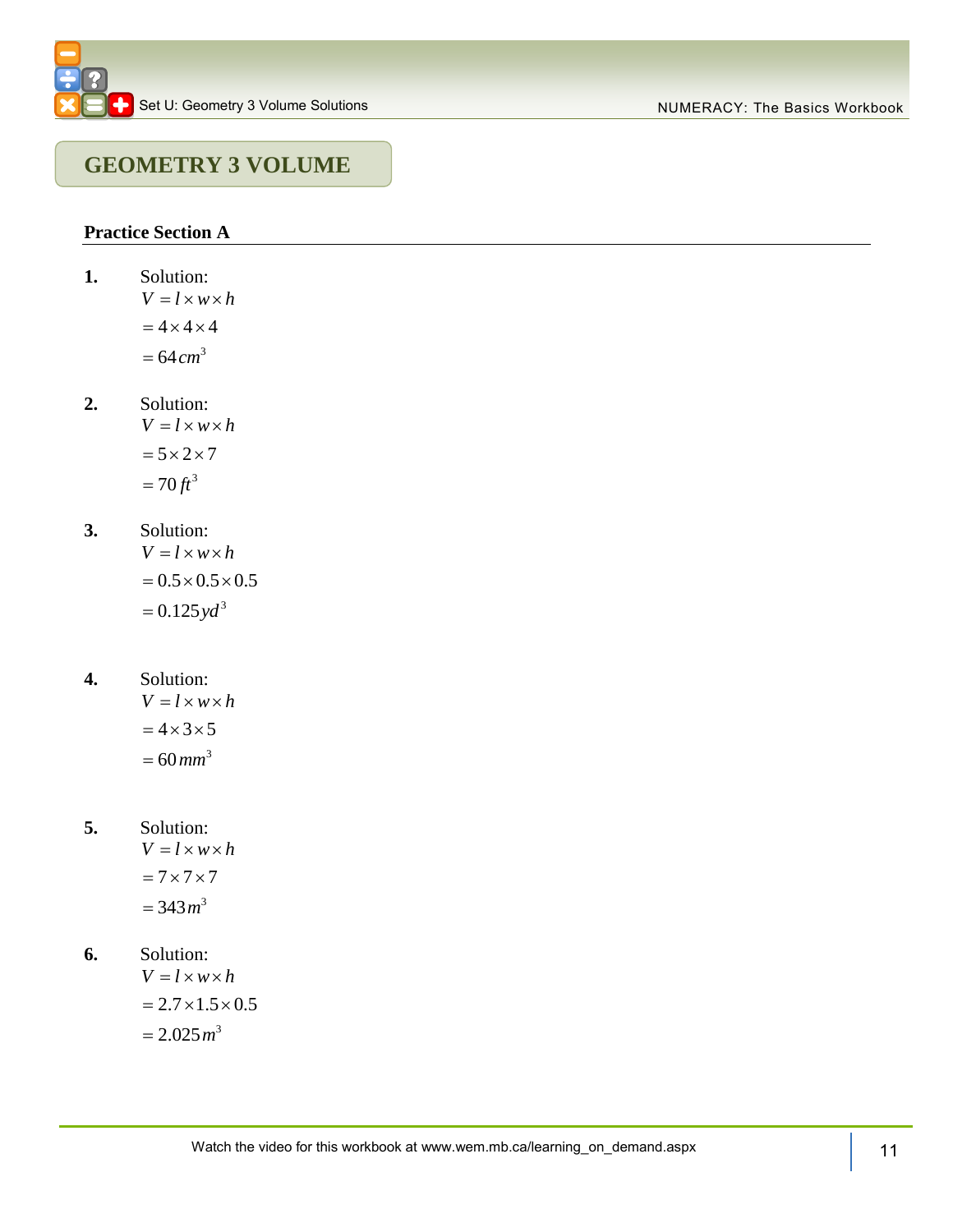# GEOMETRY 3 VOLUME

## Practice Section A

**1.** Solution:

$$V = l \times w \times h$$
$$= 4 \times 4 \times 4$$
$$= 64\,cm^3$$

**2.** Solution:

$$V = l \times w \times h$$
$$= 5 \times 2 \times 7$$
$$= 70\,ft^3$$

**3.** Solution:

$$V = l \times w \times h$$
$$= 0.5 \times 0.5 \times 0.5$$
$$= 0.125\,yd^3$$

**4.** Solution:

$$V = l \times w \times h$$
$$= 4 \times 3 \times 5$$
$$= 60\,mm^3$$

**5.** Solution:

$$V = l \times w \times h$$
$$= 7 \times 7 \times 7$$
$$= 343\,m^3$$

**6.** Solution:

$$V = l \times w \times h$$
$$= 2.7 \times 1.5 \times 0.5$$
$$= 2.025\,m^3$$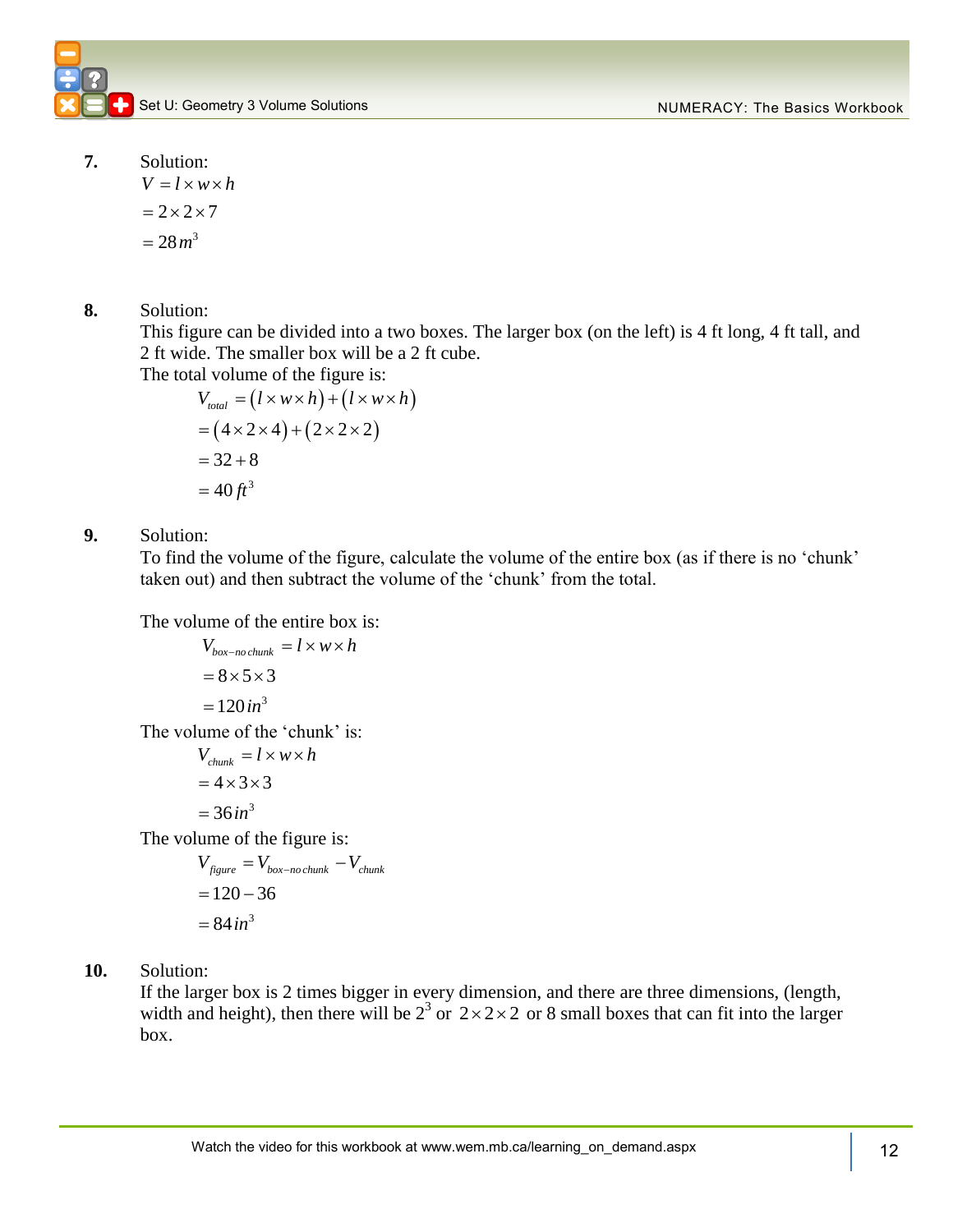**7.** Solution:

$V = l \times w \times h$

$= 2 \times 2 \times 7$

$= 28\,m^3$

**8.** Solution:

This figure can be divided into a two boxes. The larger box (on the left) is 4 ft long, 4 ft tall, and 2 ft wide. The smaller box will be a 2 ft cube.

The total volume of the figure is:

$V_{total} = (l \times w \times h) + (l \times w \times h)$

$= (4 \times 2 \times 4) + (2 \times 2 \times 2)$

$= 32 + 8$

$= 40\,ft^3$

**9.** Solution:

To find the volume of the figure, calculate the volume of the entire box (as if there is no 'chunk' taken out) and then subtract the volume of the 'chunk' from the total.

The volume of the entire box is:

$V_{box-no\,chunk} = l \times w \times h$

$= 8 \times 5 \times 3$

$= 120\,in^3$

The volume of the 'chunk' is:

$V_{chunk} = l \times w \times h$

$= 4 \times 3 \times 3$

$= 36\,in^3$

The volume of the figure is:

$V_{figure} = V_{box-no\,chunk} - V_{chunk}$

$= 120 - 36$

$= 84\,in^3$

**10.** Solution:

If the larger box is 2 times bigger in every dimension, and there are three dimensions, (length, width and height), then there will be $2^3$ or $2 \times 2 \times 2$ or 8 small boxes that can fit into the larger box.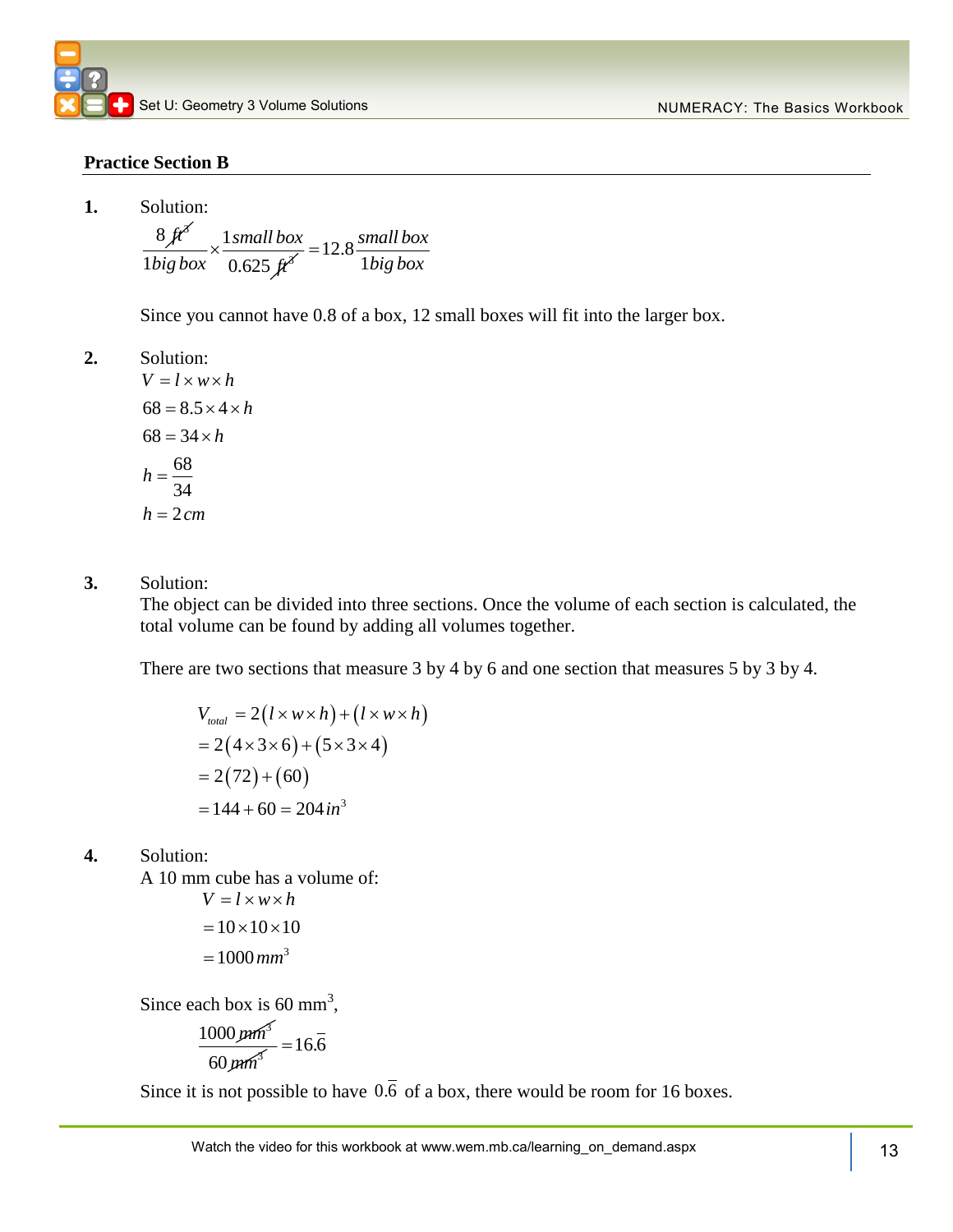## Practice Section B

**1.** Solution:

$$\frac{8\ \cancel{ft^3}}{1\,big\ box} \times \frac{1\,small\ box}{0.625\ \cancel{ft^3}} = 12.8\,\frac{small\ box}{1\,big\ box}$$

Since you cannot have 0.8 of a box, 12 small boxes will fit into the larger box.

**2.** Solution:

$$V = l \times w \times h$$

$$68 = 8.5 \times 4 \times h$$

$$68 = 34 \times h$$

$$h = \frac{68}{34}$$

$$h = 2\,cm$$

**3.** Solution:

The object can be divided into three sections. Once the volume of each section is calculated, the total volume can be found by adding all volumes together.

There are two sections that measure 3 by 4 by 6 and one section that measures 5 by 3 by 4.

$$\begin{aligned} V_{total} &= 2(l \times w \times h) + (l \times w \times h) \\ &= 2(4 \times 3 \times 6) + (5 \times 3 \times 4) \\ &= 2(72) + (60) \\ &= 144 + 60 = 204\,in^3 \end{aligned}$$

**4.** Solution:

A 10 mm cube has a volume of:

$$\begin{aligned} V &= l \times w \times h \\ &= 10 \times 10 \times 10 \\ &= 1000\,mm^3 \end{aligned}$$

Since each box is 60 $mm^3$,

$$\frac{1000\ \cancel{mm^3}}{60\ \cancel{mm^3}} = 16.\overline{6}$$

Since it is not possible to have $0.\overline{6}$ of a box, there would be room for 16 boxes.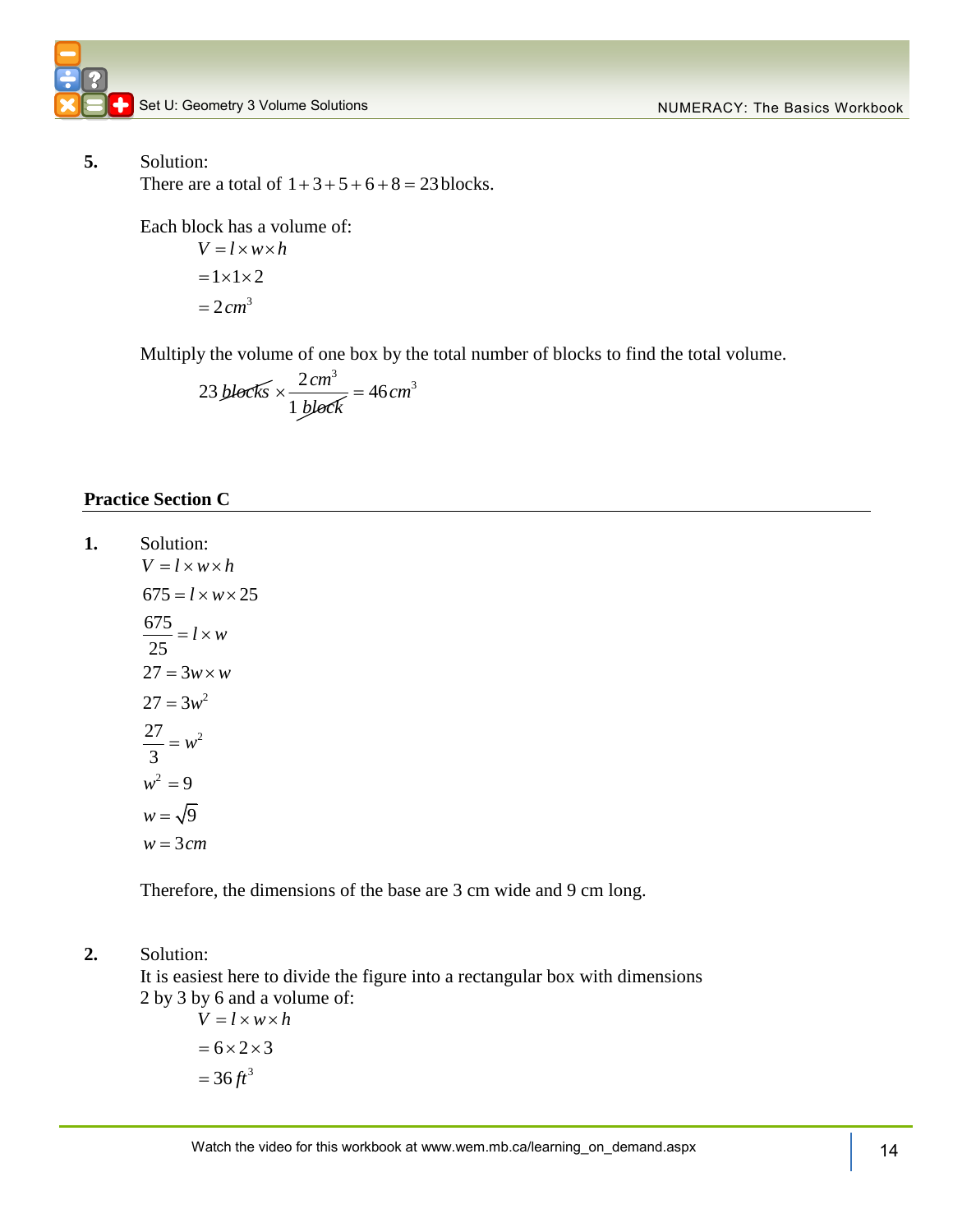**5.** Solution:

There are a total of $1+3+5+6+8=23$ blocks.

Each block has a volume of:

$$
\begin{aligned}
V &= l \times w \times h \\
&= 1 \times 1 \times 2 \\
&= 2\,cm^3
\end{aligned}
$$

Multiply the volume of one box by the total number of blocks to find the total volume.

$$23 \text{ blocks} \times \frac{2\,cm^3}{1 \text{ block}} = 46\,cm^3$$

## Practice Section C

**1.** Solution:

$$
\begin{aligned}
V &= l \times w \times h \\
675 &= l \times w \times 25 \\
\frac{675}{25} &= l \times w \\
27 &= 3w \times w \\
27 &= 3w^2 \\
\frac{27}{3} &= w^2 \\
w^2 &= 9 \\
w &= \sqrt{9} \\
w &= 3\,cm
\end{aligned}
$$

Therefore, the dimensions of the base are 3 cm wide and 9 cm long.

**2.** Solution:

It is easiest here to divide the figure into a rectangular box with dimensions 2 by 3 by 6 and a volume of:

$$
\begin{aligned}
V &= l \times w \times h \\
&= 6 \times 2 \times 3 \\
&= 36\,ft^3
\end{aligned}
$$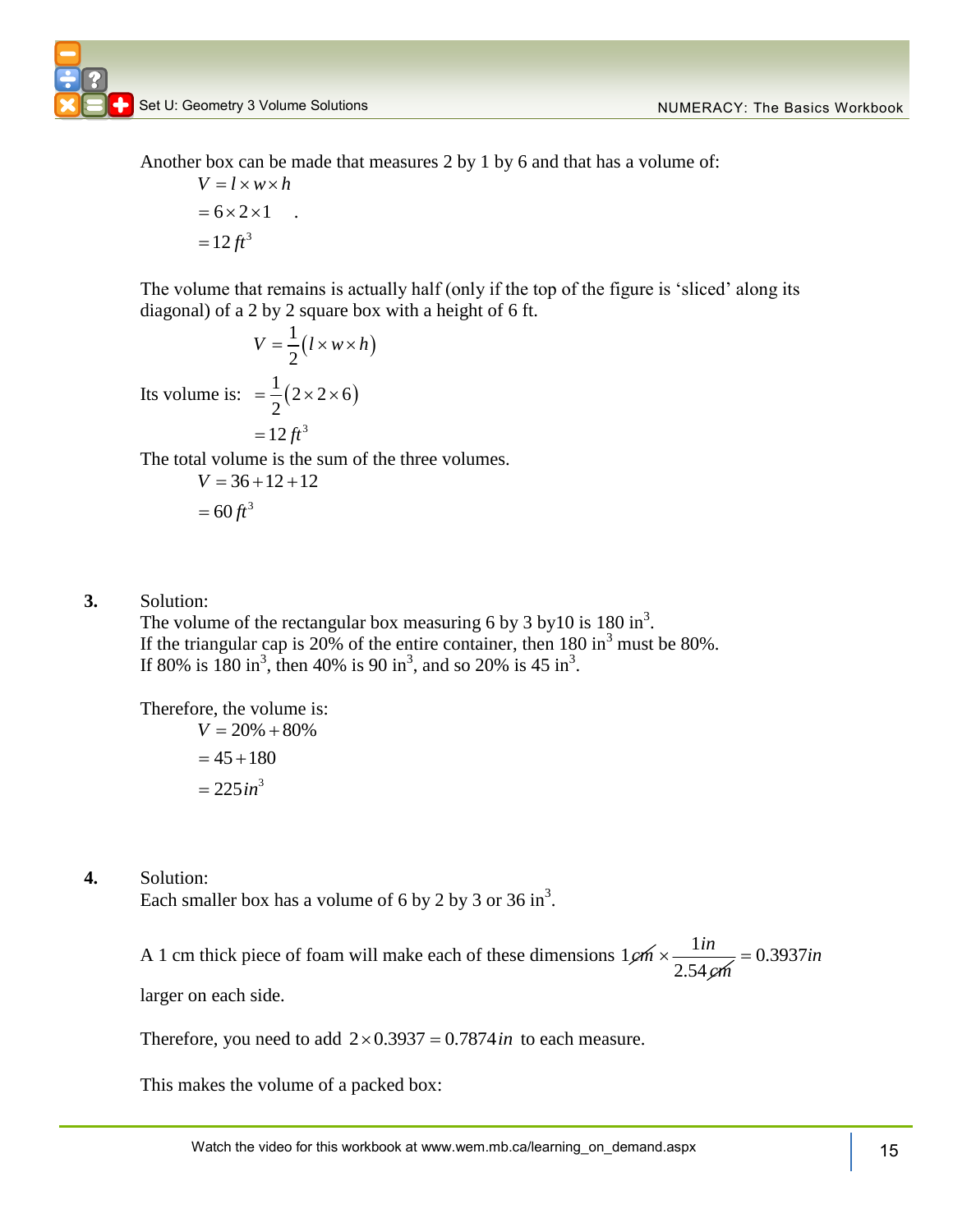Another box can be made that measures 2 by 1 by 6 and that has a volume of:

$$
\begin{aligned}
V &= l \times w \times h \\
&= 6 \times 2 \times 1 \\
&= 12\, ft^3
\end{aligned}
$$

The volume that remains is actually half (only if the top of the figure is 'sliced' along its diagonal) of a 2 by 2 square box with a height of 6 ft.

$$V = \frac{1}{2}(l \times w \times h)$$

Its volume is: $= \frac{1}{2}(2 \times 2 \times 6)$

$$= 12\, ft^3$$

The total volume is the sum of the three volumes.

$$
\begin{aligned}
V &= 36 + 12 + 12 \\
&= 60\, ft^3
\end{aligned}
$$

**3.** Solution:

The volume of the rectangular box measuring 6 by 3 by10 is 180 $in^3$.
If the triangular cap is 20% of the entire container, then 180 $in^3$ must be 80%.
If 80% is 180 $in^3$, then 40% is 90 $in^3$, and so 20% is 45 $in^3$.

Therefore, the volume is:

$$
\begin{aligned}
V &= 20\% + 80\% \\
&= 45 + 180 \\
&= 225\, in^3
\end{aligned}
$$

**4.** Solution:

Each smaller box has a volume of 6 by 2 by 3 or 36 $in^3$.

A 1 cm thick piece of foam will make each of these dimensions $1\,\cancel{cm} \times \frac{1\,in}{2.54\,\cancel{cm}} = 0.3937\,in$ larger on each side.

Therefore, you need to add $2 \times 0.3937 = 0.7874\,in$ to each measure.

This makes the volume of a packed box: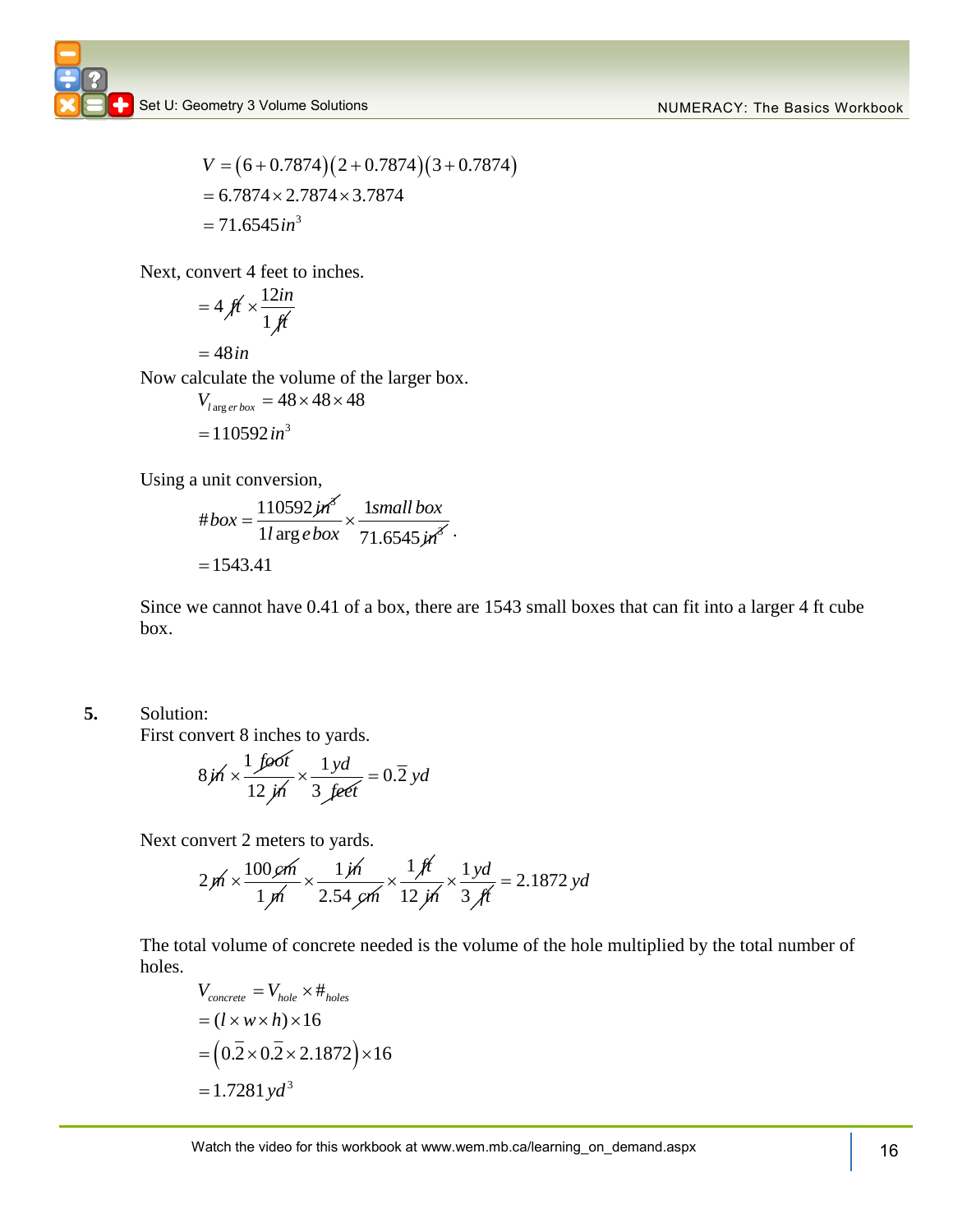$$V = (6 + 0.7874)(2 + 0.7874)(3 + 0.7874)$$
$$= 6.7874 \times 2.7874 \times 3.7874$$
$$= 71.6545\,in^3$$

Next, convert 4 feet to inches.

$$= 4\,\cancel{ft} \times \frac{12in}{1\,\cancel{ft}}$$
$$= 48\,in$$

Now calculate the volume of the larger box.

$$V_{l\arg er\,box} = 48 \times 48 \times 48$$
$$= 110592\,in^3$$

Using a unit conversion,

$$\#box = \frac{110592\,\cancel{in^3}}{1l\arg e\,box} \times \frac{1small\,box}{71.6545\,\cancel{in^3}}.$$
$$= 1543.41$$

Since we cannot have 0.41 of a box, there are 1543 small boxes that can fit into a larger 4 ft cube box.

**5.** Solution:

First convert 8 inches to yards.

$$8\,\cancel{in} \times \frac{1\,\cancel{foot}}{12\,\cancel{in}} \times \frac{1\,yd}{3\,\cancel{feet}} = 0.\overline{2}\,yd$$

Next convert 2 meters to yards.

$$2\,\cancel{m} \times \frac{100\,\cancel{cm}}{1\,\cancel{m}} \times \frac{1\,\cancel{in}}{2.54\,\cancel{cm}} \times \frac{1\,\cancel{ft}}{12\,\cancel{in}} \times \frac{1\,yd}{3\,\cancel{ft}} = 2.1872\,yd$$

The total volume of concrete needed is the volume of the hole multiplied by the total number of holes.

$$V_{concrete} = V_{hole} \times \#_{holes}$$
$$= (l \times w \times h) \times 16$$
$$= \left(0.\overline{2} \times 0.\overline{2} \times 2.1872\right) \times 16$$
$$= 1.7281\,yd^3$$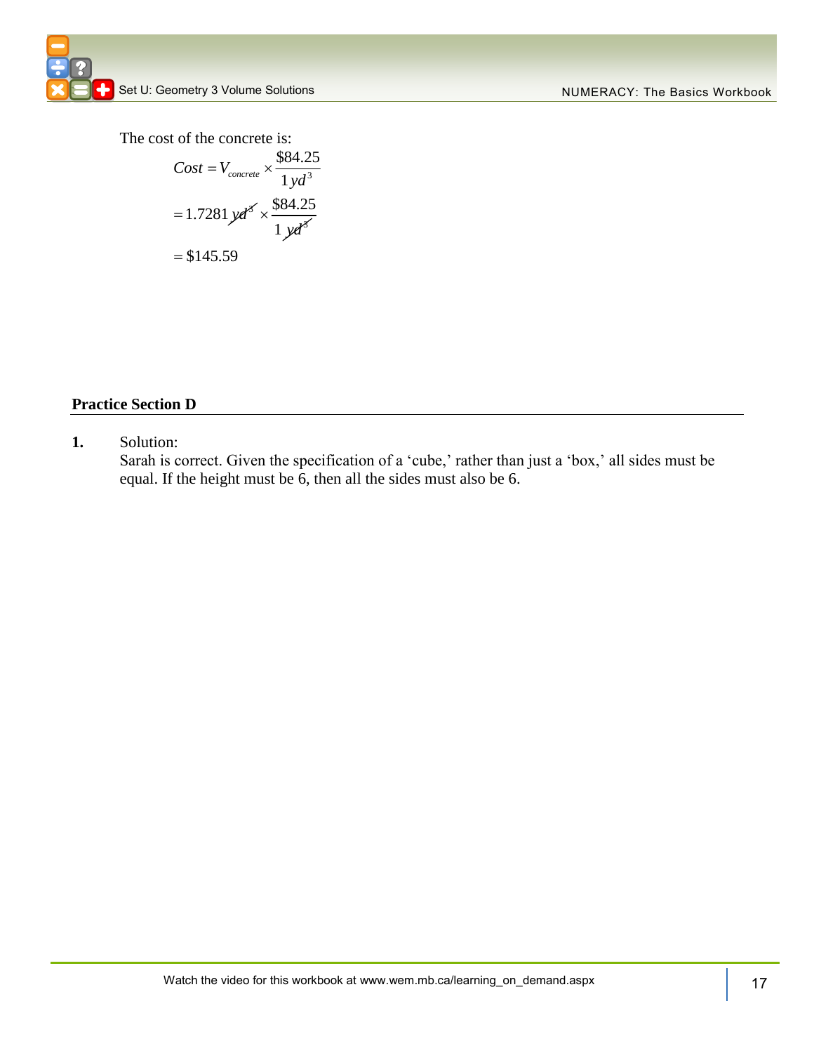The cost of the concrete is:

$$Cost = V_{concrete} \times \frac{\$84.25}{1\,yd^3}$$

$$= 1.7281\,\cancel{yd^3} \times \frac{\$84.25}{1\,\cancel{yd^3}}$$

$$= \$145.59$$

## Practice Section D

**1.** Solution:

Sarah is correct. Given the specification of a ‘cube,’ rather than just a ‘box,’ all sides must be equal. If the height must be 6, then all the sides must also be 6.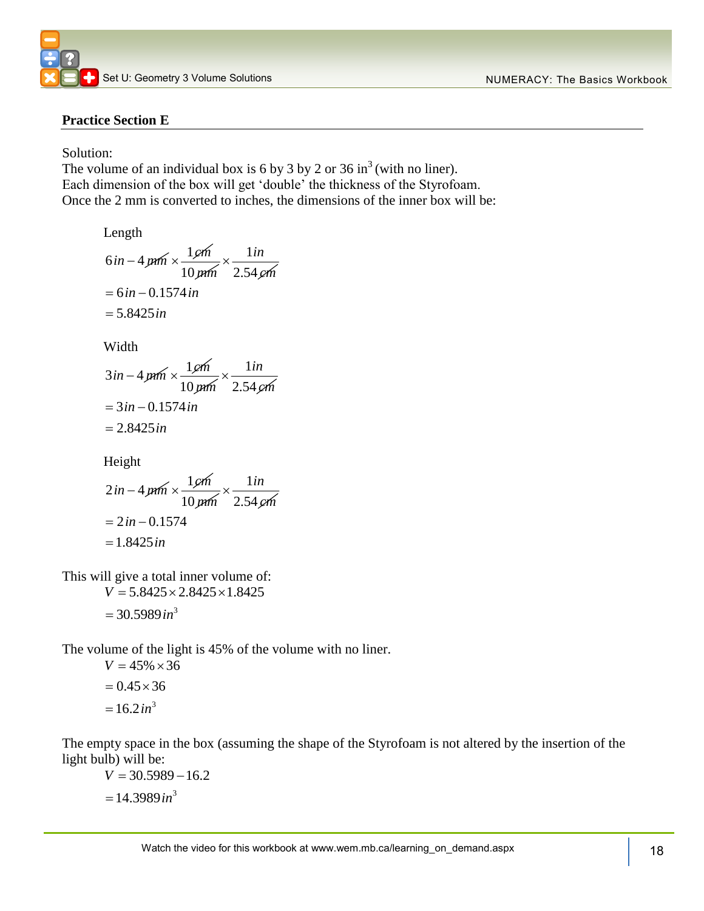**Practice Section E**

Solution:
The volume of an individual box is 6 by 3 by 2 or 36 in$^3$ (with no liner).
Each dimension of the box will get 'double' the thickness of the Styrofoam.
Once the 2 mm is converted to inches, the dimensions of the inner box will be:

Length

$$6in - 4\cancel{mm} \times \frac{1\cancel{cm}}{10\cancel{mm}} \times \frac{1in}{2.54\cancel{cm}}$$
$$= 6in - 0.1574in$$
$$= 5.8425in$$

Width

$$3in - 4\cancel{mm} \times \frac{1\cancel{cm}}{10\cancel{mm}} \times \frac{1in}{2.54\cancel{cm}}$$
$$= 3in - 0.1574in$$
$$= 2.8425in$$

Height

$$2in - 4\cancel{mm} \times \frac{1\cancel{cm}}{10\cancel{mm}} \times \frac{1in}{2.54\cancel{cm}}$$
$$= 2in - 0.1574$$
$$= 1.8425in$$

This will give a total inner volume of:

$$V = 5.8425 \times 2.8425 \times 1.8425$$
$$= 30.5989in^3$$

The volume of the light is 45% of the volume with no liner.

$$V = 45\% \times 36$$
$$= 0.45 \times 36$$
$$= 16.2in^3$$

The empty space in the box (assuming the shape of the Styrofoam is not altered by the insertion of the light bulb) will be:

$$V = 30.5989 - 16.2$$
$$= 14.3989in^3$$